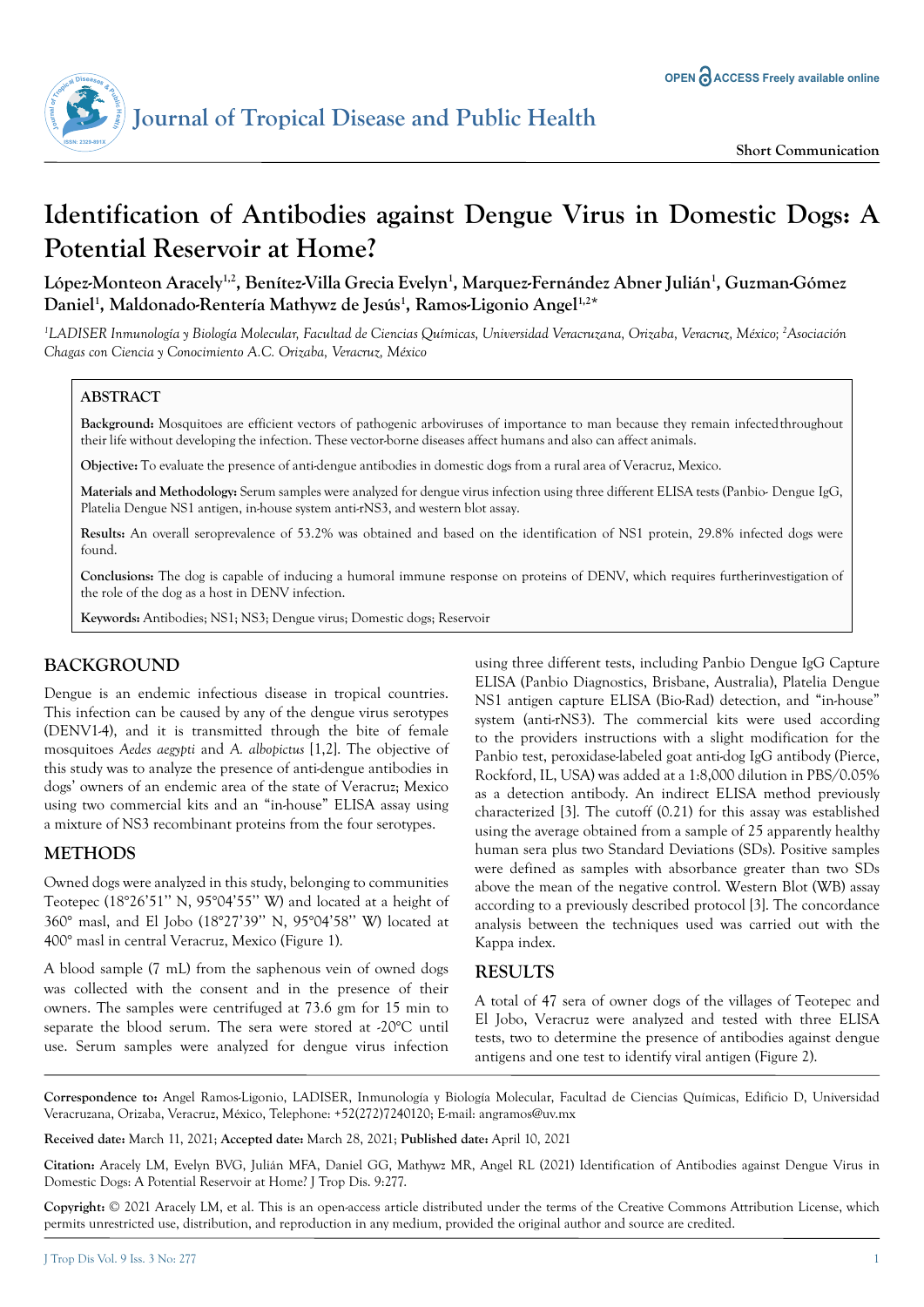Short Communication

# Identification of Antibodies against Dengue Virus in Domestic Dogs: A Potential Reservoir at Home?

**López-Monteon Aracely[1,2], Benítez-Villa Grecia Evelyn[1], Marquez-Fernández Abner Julián[1], Guzman-Gómez Daniel[1], Maldonado-Rentería Mathywz de Jesús[1], Ramos-Ligonio Angel[1,2]***

*[1]LADISER Inmunología y Biología Molecular, Facultad de Ciencias Químicas, Universidad Veracruzana, Orizaba, Veracruz, México; [2]Asociación Chagas con Ciencia y Conocimiento A.C. Orizaba, Veracruz, México*

## ABSTRACT

**Background:** Mosquitoes are efficient vectors of pathogenic arboviruses of importance to man because they remain infected throughout their life without developing the infection. These vector-borne diseases affect humans and also can affect animals.

**Objective:** To evaluate the presence of anti-dengue antibodies in domestic dogs from a rural area of Veracruz, Mexico.

**Materials and Methodology:** Serum samples were analyzed for dengue virus infection using three different ELISA tests (Panbio- Dengue IgG, Platelia Dengue NS1 antigen, in-house system anti-rNS3, and western blot assay.

**Results:** An overall seroprevalence of 53.2% was obtained and based on the identification of NS1 protein, 29.8% infected dogs were found.

**Conclusions:** The dog is capable of inducing a humoral immune response on proteins of DENV, which requires furtherinvestigation of the role of the dog as a host in DENV infection.

**Keywords:** Antibodies; NS1; NS3; Dengue virus; Domestic dogs; Reservoir

## BACKGROUND

Dengue is an endemic infectious disease in tropical countries. This infection can be caused by any of the dengue virus serotypes (DENV1-4), and it is transmitted through the bite of female mosquitoes *Aedes aegypti* and *A. albopictus* [1,2]. The objective of this study was to analyze the presence of anti-dengue antibodies in dogs' owners of an endemic area of the state of Veracruz; Mexico using two commercial kits and an "in-house" ELISA assay using a mixture of NS3 recombinant proteins from the four serotypes.

## METHODS

Owned dogs were analyzed in this study, belonging to communities Teotepec (18°26'51" N, 95°04'55" W) and located at a height of 360° masl, and El Jobo (18°27'39" N, 95°04'58" W) located at 400° masl in central Veracruz, Mexico (Figure 1).

A blood sample (7 mL) from the saphenous vein of owned dogs was collected with the consent and in the presence of their owners. The samples were centrifuged at 73.6 gm for 15 min to separate the blood serum. The sera were stored at -20°C until use. Serum samples were analyzed for dengue virus infection using three different tests, including Panbio Dengue IgG Capture ELISA (Panbio Diagnostics, Brisbane, Australia), Platelia Dengue NS1 antigen capture ELISA (Bio-Rad) detection, and "in-house" system (anti-rNS3). The commercial kits were used according to the providers instructions with a slight modification for the Panbio test, peroxidase-labeled goat anti-dog IgG antibody (Pierce, Rockford, IL, USA) was added at a 1:8,000 dilution in PBS/0.05% as a detection antibody. An indirect ELISA method previously characterized [3]. The cutoff (0.21) for this assay was established using the average obtained from a sample of 25 apparently healthy human sera plus two Standard Deviations (SDs). Positive samples were defined as samples with absorbance greater than two SDs above the mean of the negative control. Western Blot (WB) assay according to a previously described protocol [3]. The concordance analysis between the techniques used was carried out with the Kappa index.

## RESULTS

A total of 47 sera of owner dogs of the villages of Teotepec and El Jobo, Veracruz were analyzed and tested with three ELISA tests, two to determine the presence of antibodies against dengue antigens and one test to identify viral antigen (Figure 2).

**Correspondence to:** Angel Ramos-Ligonio, LADISER, Inmunología y Biología Molecular, Facultad de Ciencias Químicas, Edificio D, Universidad Veracruzana, Orizaba, Veracruz, México, Telephone: +52(272)7240120; E-mail: angramos@uv.mx

**Received date:** March 11, 2021; **Accepted date:** March 28, 2021; **Published date:** April 10, 2021

**Citation:** Aracely LM, Evelyn BVG, Julián MFA, Daniel GG, Mathywz MR, Angel RL (2021) Identification of Antibodies against Dengue Virus in Domestic Dogs: A Potential Reservoir at Home? J Trop Dis. 9:277.

**Copyright:** © 2021 Aracely LM, et al. This is an open-access article distributed under the terms of the Creative Commons Attribution License, which permits unrestricted use, distribution, and reproduction in any medium, provided the original author and source are credited.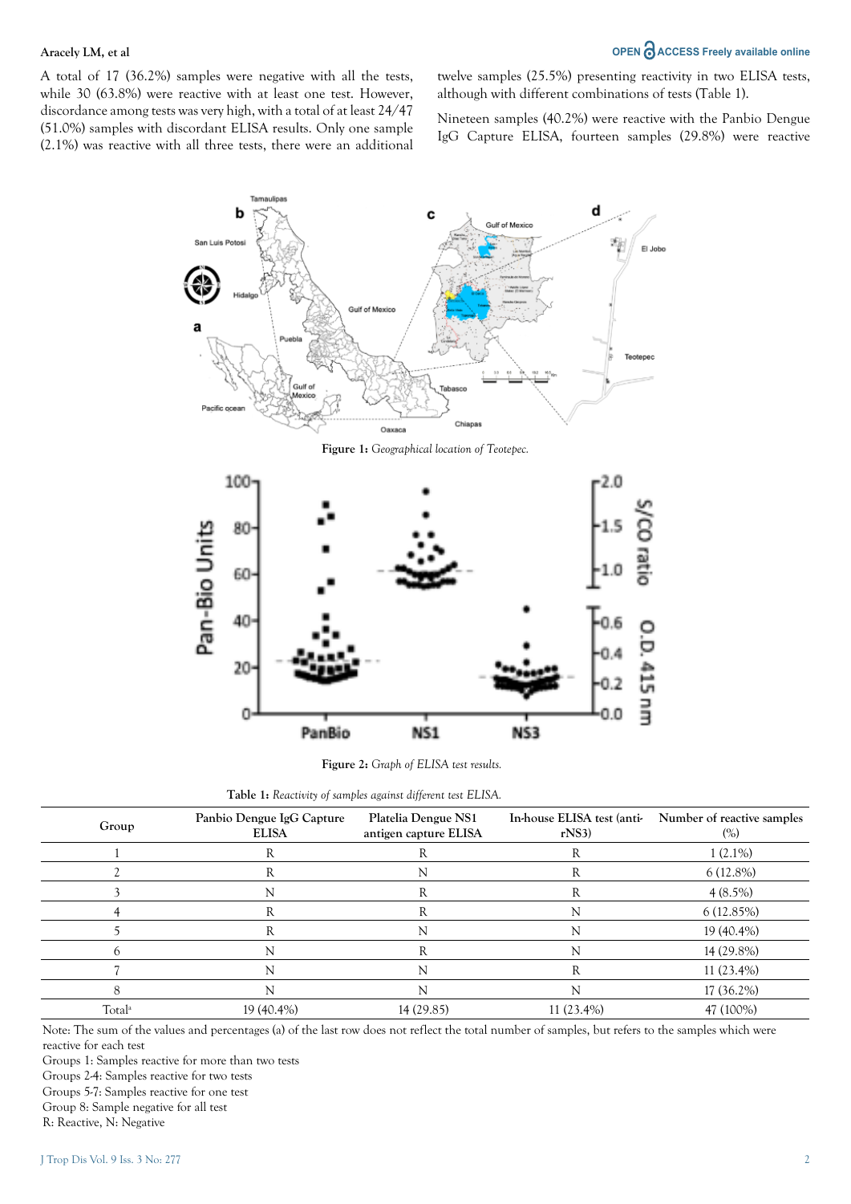A total of 17 (36.2%) samples were negative with all the tests, while 30 (63.8%) were reactive with at least one test. However, discordance among tests was very high, with a total of at least 24/47 (51.0%) samples with discordant ELISA results. Only one sample (2.1%) was reactive with all three tests, there were an additional twelve samples (25.5%) presenting reactivity in two ELISA tests, although with different combinations of tests (Table 1).

Nineteen samples (40.2%) were reactive with the Panbio Dengue IgG Capture ELISA, fourteen samples (29.8%) were reactive

**Figure 1:** *Geographical location of Teotepec.*

**Figure 2:** *Graph of ELISA test results.*

**Table 1:** *Reactivity of samples against different test ELISA.*

| Group | Panbio Dengue IgG Capture ELISA | Platelia Dengue NS1 antigen capture ELISA | In-house ELISA test (anti-rNS3) | Number of reactive samples (%) |
|---|---|---|---|---|
| 1 | R | R | R | 1 (2.1%) |
| 2 | R | N | R | 6 (12.8%) |
| 3 | N | R | R | 4 (8.5%) |
| 4 | R | R | N | 6 (12.85%) |
| 5 | R | N | N | 19 (40.4%) |
| 6 | N | R | N | 14 (29.8%) |
| 7 | N | N | R | 11 (23.4%) |
| 8 | N | N | N | 17 (36.2%) |
| Total[a] | 19 (40.4%) | 14 (29.85) | 11 (23.4%) | 47 (100%) |

Note: The sum of the values and percentages (a) of the last row does not reflect the total number of samples, but refers to the samples which were reactive for each test

Groups 1: Samples reactive for more than two tests

Groups 2-4: Samples reactive for two tests

Groups 5-7: Samples reactive for one test

Group 8: Sample negative for all test

R: Reactive, N: Negative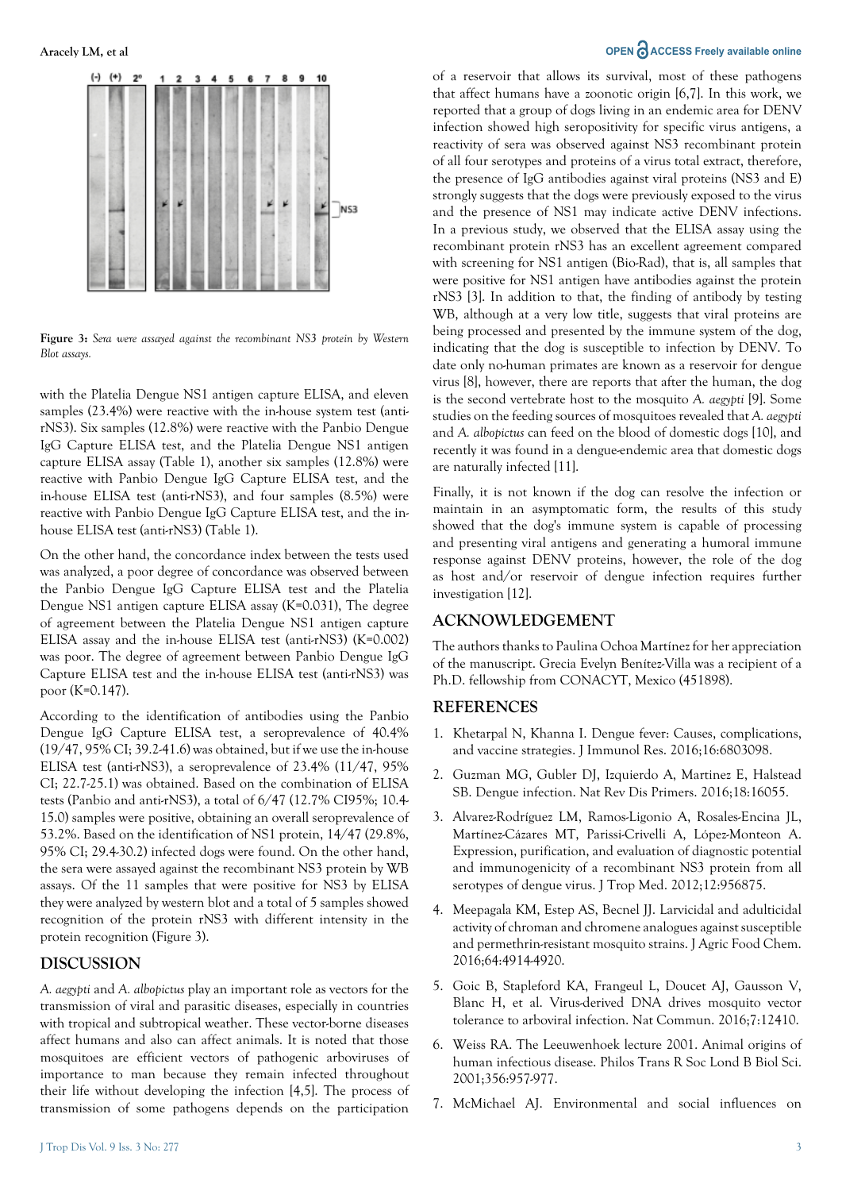**Figure 3:** *Sera were assayed against the recombinant NS3 protein by Western Blot assays.*

with the Platelia Dengue NS1 antigen capture ELISA, and eleven samples (23.4%) were reactive with the in-house system test (anti-rNS3). Six samples (12.8%) were reactive with the Panbio Dengue IgG Capture ELISA test, and the Platelia Dengue NS1 antigen capture ELISA assay (Table 1), another six samples (12.8%) were reactive with Panbio Dengue IgG Capture ELISA test, and the in-house ELISA test (anti-rNS3), and four samples (8.5%) were reactive with Panbio Dengue IgG Capture ELISA test, and the in-house ELISA test (anti-rNS3) (Table 1).

On the other hand, the concordance index between the tests used was analyzed, a poor degree of concordance was observed between the Panbio Dengue IgG Capture ELISA test and the Platelia Dengue NS1 antigen capture ELISA assay (K=0.031), The degree of agreement between the Platelia Dengue NS1 antigen capture ELISA assay and the in-house ELISA test (anti-rNS3) (K=0.002) was poor. The degree of agreement between Panbio Dengue IgG Capture ELISA test and the in-house ELISA test (anti-rNS3) was poor (K=0.147).

According to the identification of antibodies using the Panbio Dengue IgG Capture ELISA test, a seroprevalence of 40.4% (19/47, 95% CI; 39.2-41.6) was obtained, but if we use the in-house ELISA test (anti-rNS3), a seroprevalence of 23.4% (11/47, 95% CI; 22.7-25.1) was obtained. Based on the combination of ELISA tests (Panbio and anti-rNS3), a total of 6/47 (12.7% CI95%; 10.4-15.0) samples were positive, obtaining an overall seroprevalence of 53.2%. Based on the identification of NS1 protein, 14/47 (29.8%, 95% CI; 29.4-30.2) infected dogs were found. On the other hand, the sera were assayed against the recombinant NS3 protein by WB assays. Of the 11 samples that were positive for NS3 by ELISA they were analyzed by western blot and a total of 5 samples showed recognition of the protein rNS3 with different intensity in the protein recognition (Figure 3).

## DISCUSSION

*A. aegypti* and *A. albopictus* play an important role as vectors for the transmission of viral and parasitic diseases, especially in countries with tropical and subtropical weather. These vector-borne diseases affect humans and also can affect animals. It is noted that those mosquitoes are efficient vectors of pathogenic arboviruses of importance to man because they remain infected throughout their life without developing the infection [4,5]. The process of transmission of some pathogens depends on the participation of a reservoir that allows its survival, most of these pathogens that affect humans have a zoonotic origin [6,7]. In this work, we reported that a group of dogs living in an endemic area for DENV infection showed high seropositivity for specific virus antigens, a reactivity of sera was observed against NS3 recombinant protein of all four serotypes and proteins of a virus total extract, therefore, the presence of IgG antibodies against viral proteins (NS3 and E) strongly suggests that the dogs were previously exposed to the virus and the presence of NS1 may indicate active DENV infections. In a previous study, we observed that the ELISA assay using the recombinant protein rNS3 has an excellent agreement compared with screening for NS1 antigen (Bio-Rad), that is, all samples that were positive for NS1 antigen have antibodies against the protein rNS3 [3]. In addition to that, the finding of antibody by testing WB, although at a very low title, suggests that viral proteins are being processed and presented by the immune system of the dog, indicating that the dog is susceptible to infection by DENV. To date only no-human primates are known as a reservoir for dengue virus [8], however, there are reports that after the human, the dog is the second vertebrate host to the mosquito *A. aegypti* [9]. Some studies on the feeding sources of mosquitoes revealed that *A. aegypti* and *A. albopictus* can feed on the blood of domestic dogs [10], and recently it was found in a dengue-endemic area that domestic dogs are naturally infected [11].

Finally, it is not known if the dog can resolve the infection or maintain in an asymptomatic form, the results of this study showed that the dog's immune system is capable of processing and presenting viral antigens and generating a humoral immune response against DENV proteins, however, the role of the dog as host and/or reservoir of dengue infection requires further investigation [12].

## ACKNOWLEDGEMENT

The authors thanks to Paulina Ochoa Martínez for her appreciation of the manuscript. Grecia Evelyn Benítez-Villa was a recipient of a Ph.D. fellowship from CONACYT, Mexico (451898).

## REFERENCES

1. Khetarpal N, Khanna I. Dengue fever: Causes, complications, and vaccine strategies. J Immunol Res. 2016;16:6803098.
2. Guzman MG, Gubler DJ, Izquierdo A, Martinez E, Halstead SB. Dengue infection. Nat Rev Dis Primers. 2016;18:16055.
3. Alvarez-Rodríguez LM, Ramos-Ligonio A, Rosales-Encina JL, Martínez-Cázares MT, Parissi-Crivelli A, López-Monteon A. Expression, purification, and evaluation of diagnostic potential and immunogenicity of a recombinant NS3 protein from all serotypes of dengue virus. J Trop Med. 2012;12:956875.
4. Meepagala KM, Estep AS, Becnel JJ. Larvicidal and adulticidal activity of chroman and chromene analogues against susceptible and permethrin-resistant mosquito strains. J Agric Food Chem. 2016;64:4914-4920.
5. Goic B, Stapleford KA, Frangeul L, Doucet AJ, Gausson V, Blanc H, et al. Virus-derived DNA drives mosquito vector tolerance to arboviral infection. Nat Commun. 2016;7:12410.
6. Weiss RA. The Leeuwenhoek lecture 2001. Animal origins of human infectious disease. Philos Trans R Soc Lond B Biol Sci. 2001;356:957-977.
7. McMichael AJ. Environmental and social influences on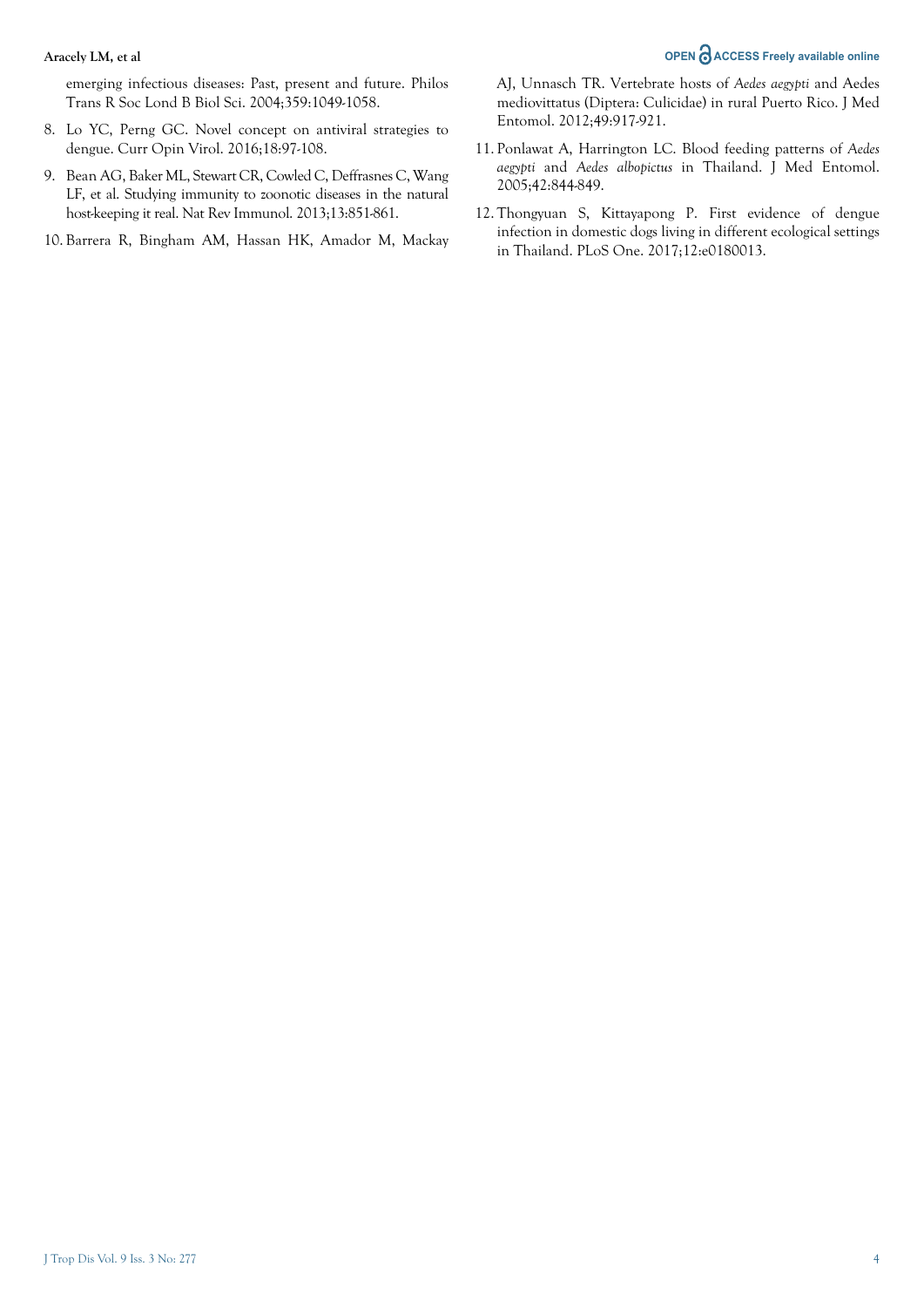emerging infectious diseases: Past, present and future. Philos Trans R Soc Lond B Biol Sci. 2004;359:1049-1058.

8. Lo YC, Perng GC. Novel concept on antiviral strategies to dengue. Curr Opin Virol. 2016;18:97-108.

9. Bean AG, Baker ML, Stewart CR, Cowled C, Deffrasnes C, Wang LF, et al. Studying immunity to zoonotic diseases in the natural host-keeping it real. Nat Rev Immunol. 2013;13:851-861.

10. Barrera R, Bingham AM, Hassan HK, Amador M, Mackay AJ, Unnasch TR. Vertebrate hosts of *Aedes aegypti* and Aedes mediovittatus (Diptera: Culicidae) in rural Puerto Rico. J Med Entomol. 2012;49:917-921.

11. Ponlawat A, Harrington LC. Blood feeding patterns of *Aedes aegypti* and *Aedes albopictus* in Thailand. J Med Entomol. 2005;42:844-849.

12. Thongyuan S, Kittayapong P. First evidence of dengue infection in domestic dogs living in different ecological settings in Thailand. PLoS One. 2017;12:e0180013.